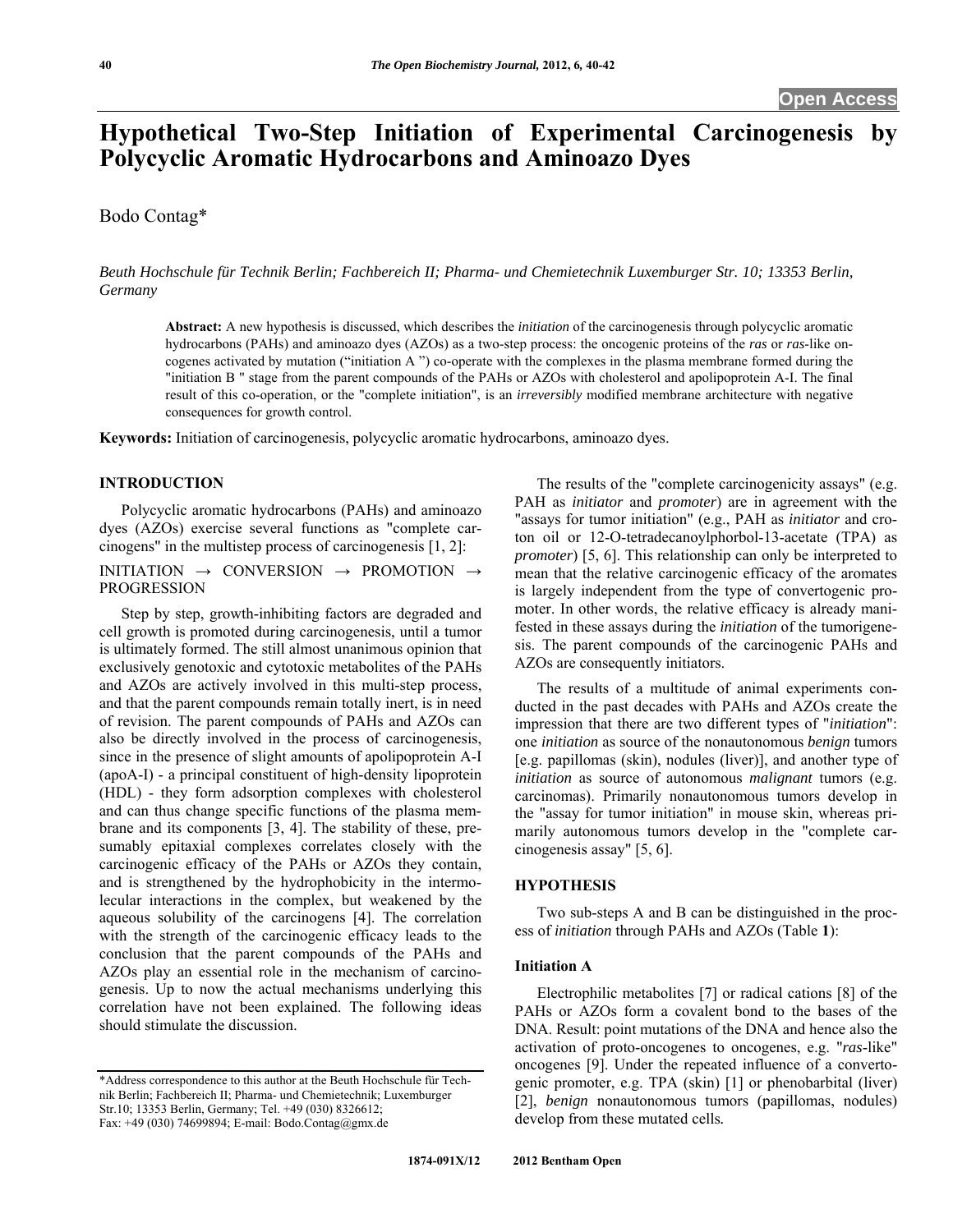# Hypothetical Two-Step Initiation of Experimental Carcinogenesis by Polycyclic Aromatic Hydrocarbons and Aminoazo Dyes

Bodo Contag*

*Beuth Hochschule für Technik Berlin; Fachbereich II; Pharma- und Chemietechnik Luxemburger Str. 10; 13353 Berlin, Germany*

**Abstract:** A new hypothesis is discussed, which describes the *initiation* of the carcinogenesis through polycyclic aromatic hydrocarbons (PAHs) and aminoazo dyes (AZOs) as a two-step process: the oncogenic proteins of the *ras* or *ras*-like oncogenes activated by mutation ("initiation A ") co-operate with the complexes in the plasma membrane formed during the "initiation B " stage from the parent compounds of the PAHs or AZOs with cholesterol and apolipoprotein A-I. The final result of this co-operation, or the "complete initiation", is an *irreversibly* modified membrane architecture with negative consequences for growth control.

**Keywords:** Initiation of carcinogenesis, polycyclic aromatic hydrocarbons, aminoazo dyes.

## INTRODUCTION

Polycyclic aromatic hydrocarbons (PAHs) and aminoazo dyes (AZOs) exercise several functions as "complete carcinogens" in the multistep process of carcinogenesis [1, 2]:

INITIATION → CONVERSION → PROMOTION → PROGRESSION

Step by step, growth-inhibiting factors are degraded and cell growth is promoted during carcinogenesis, until a tumor is ultimately formed. The still almost unanimous opinion that exclusively genotoxic and cytotoxic metabolites of the PAHs and AZOs are actively involved in this multi-step process, and that the parent compounds remain totally inert, is in need of revision. The parent compounds of PAHs and AZOs can also be directly involved in the process of carcinogenesis, since in the presence of slight amounts of apolipoprotein A-I (apoA-I) - a principal constituent of high-density lipoprotein (HDL) - they form adsorption complexes with cholesterol and can thus change specific functions of the plasma membrane and its components [3, 4]. The stability of these, presumably epitaxial complexes correlates closely with the carcinogenic efficacy of the PAHs or AZOs they contain, and is strengthened by the hydrophobicity in the intermolecular interactions in the complex, but weakened by the aqueous solubility of the carcinogens [4]. The correlation with the strength of the carcinogenic efficacy leads to the conclusion that the parent compounds of the PAHs and AZOs play an essential role in the mechanism of carcinogenesis. Up to now the actual mechanisms underlying this correlation have not been explained. The following ideas should stimulate the discussion.

The results of the "complete carcinogenicity assays" (e.g. PAH as *initiator* and *promoter*) are in agreement with the "assays for tumor initiation" (e.g., PAH as *initiator* and croton oil or 12-O-tetradecanoylphorbol-13-acetate (TPA) as *promoter*) [5, 6]. This relationship can only be interpreted to mean that the relative carcinogenic efficacy of the aromates is largely independent from the type of convertogenic promoter. In other words, the relative efficacy is already manifested in these assays during the *initiation* of the tumorigenesis. The parent compounds of the carcinogenic PAHs and AZOs are consequently initiators.

The results of a multitude of animal experiments conducted in the past decades with PAHs and AZOs create the impression that there are two different types of "*initiation*": one *initiation* as source of the nonautonomous *benign* tumors [e.g. papillomas (skin), nodules (liver)], and another type of *initiation* as source of autonomous *malignant* tumors (e.g. carcinomas). Primarily nonautonomous tumors develop in the "assay for tumor initiation" in mouse skin, whereas primarily autonomous tumors develop in the "complete carcinogenesis assay" [5, 6].

## HYPOTHESIS

Two sub-steps A and B can be distinguished in the process of *initiation* through PAHs and AZOs (Table **1**):

### Initiation A

Electrophilic metabolites [7] or radical cations [8] of the PAHs or AZOs form a covalent bond to the bases of the DNA. Result: point mutations of the DNA and hence also the activation of proto-oncogenes to oncogenes, e.g. "*ras*-like" oncogenes [9]. Under the repeated influence of a convertogenic promoter, e.g. TPA (skin) [1] or phenobarbital (liver) [2], *benign* nonautonomous tumors (papillomas, nodules) develop from these mutated cells.

*Address correspondence to this author at the Beuth Hochschule für Technik Berlin; Fachbereich II; Pharma- und Chemietechnik; Luxemburger Str.10; 13353 Berlin, Germany; Tel. +49 (030) 8326612; Fax: +49 (030) 74699894; E-mail: Bodo.Contag@gmx.de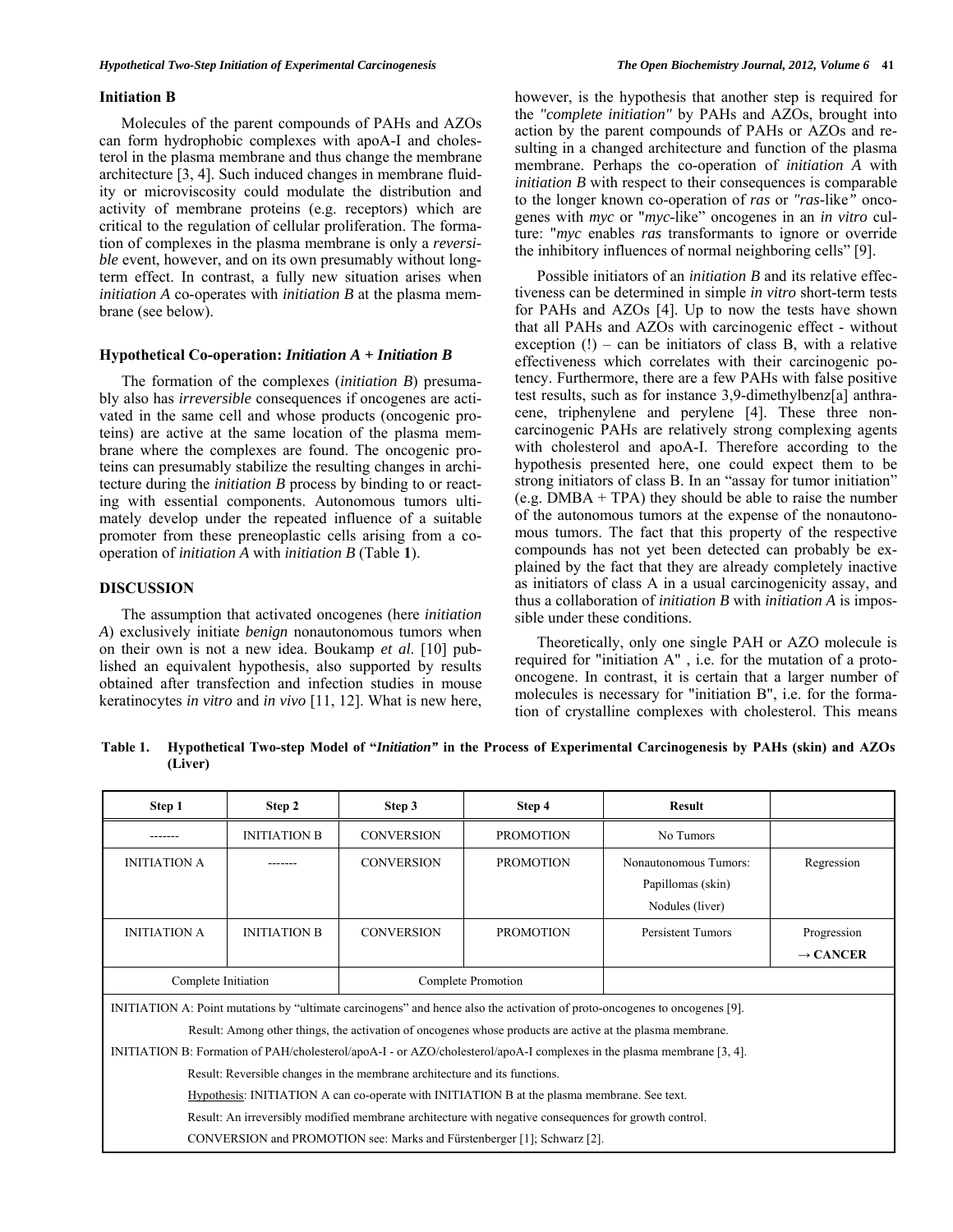### Initiation B

Molecules of the parent compounds of PAHs and AZOs can form hydrophobic complexes with apoA-I and cholesterol in the plasma membrane and thus change the membrane architecture [3, 4]. Such induced changes in membrane fluidity or microviscosity could modulate the distribution and activity of membrane proteins (e.g. receptors) which are critical to the regulation of cellular proliferation. The formation of complexes in the plasma membrane is only a *reversible* event, however, and on its own presumably without long-term effect. In contrast, a fully new situation arises when *initiation A* co-operates with *initiation B* at the plasma membrane (see below).

### Hypothetical Co-operation: *Initiation A + Initiation B*

The formation of the complexes (*initiation B*) presumably also has *irreversible* consequences if oncogenes are activated in the same cell and whose products (oncogenic proteins) are active at the same location of the plasma membrane where the complexes are found. The oncogenic proteins can presumably stabilize the resulting changes in architecture during the *initiation B* process by binding to or reacting with essential components. Autonomous tumors ultimately develop under the repeated influence of a suitable promoter from these preneoplastic cells arising from a co-operation of *initiation A* with *initiation B* (Table **1**).

## DISCUSSION

The assumption that activated oncogenes (here *initiation A*) exclusively initiate *benign* nonautonomous tumors when on their own is not a new idea. Boukamp *et al.* [10] published an equivalent hypothesis, also supported by results obtained after transfection and infection studies in mouse keratinocytes *in vitro* and *in vivo* [11, 12]. What is new here, however, is the hypothesis that another step is required for the *"complete initiation"* by PAHs and AZOs, brought into action by the parent compounds of PAHs or AZOs and resulting in a changed architecture and function of the plasma membrane. Perhaps the co-operation of *initiation A* with *initiation B* with respect to their consequences is comparable to the longer known co-operation of *ras* or *"ras*-like*"* oncogenes with *myc* or "*myc*-like" oncogenes in an *in vitro* culture: "*myc* enables *ras* transformants to ignore or override the inhibitory influences of normal neighboring cells" [9].

Possible initiators of an *initiation B* and its relative effectiveness can be determined in simple *in vitro* short-term tests for PAHs and AZOs [4]. Up to now the tests have shown that all PAHs and AZOs with carcinogenic effect - without exception (!) – can be initiators of class B, with a relative effectiveness which correlates with their carcinogenic potency. Furthermore, there are a few PAHs with false positive test results, such as for instance 3,9-dimethylbenz[a] anthracene, triphenylene and perylene [4]. These three non-carcinogenic PAHs are relatively strong complexing agents with cholesterol and apoA-I. Therefore according to the hypothesis presented here, one could expect them to be strong initiators of class B. In an "assay for tumor initiation" (e.g. DMBA + TPA) they should be able to raise the number of the autonomous tumors at the expense of the nonautonomous tumors. The fact that this property of the respective compounds has not yet been detected can probably be explained by the fact that they are already completely inactive as initiators of class A in a usual carcinogenicity assay, and thus a collaboration of *initiation B* with *initiation A* is impossible under these conditions.

Theoretically, only one single PAH or AZO molecule is required for "initiation A" , i.e. for the mutation of a proto-oncogene. In contrast, it is certain that a larger number of molecules is necessary for "initiation B", i.e. for the formation of crystalline complexes with cholesterol. This means

**Table 1. Hypothetical Two-step Model of "*Initiation*" in the Process of Experimental Carcinogenesis by PAHs (skin) and AZOs (Liver)**

| Step 1 | Step 2 | Step 3 | Step 4 | Result | |
|---|---|---|---|---|---|
| ------- | INITIATION B | CONVERSION | PROMOTION | No Tumors | |
| INITIATION A | ------- | CONVERSION | PROMOTION | Nonautonomous Tumors: Papillomas (skin) Nodules (liver) | Regression |
| INITIATION A | INITIATION B | CONVERSION | PROMOTION | Persistent Tumors | Progression **→ CANCER** |
| Complete Initiation | | Complete Promotion | | | |

INITIATION A: Point mutations by "ultimate carcinogens" and hence also the activation of proto-oncogenes to oncogenes [9].

Result: Among other things, the activation of oncogenes whose products are active at the plasma membrane.

INITIATION B: Formation of PAH/cholesterol/apoA-I - or AZO/cholesterol/apoA-I complexes in the plasma membrane [3, 4].

Result: Reversible changes in the membrane architecture and its functions.

Hypothesis: INITIATION A can co-operate with INITIATION B at the plasma membrane. See text.

Result: An irreversibly modified membrane architecture with negative consequences for growth control.

CONVERSION and PROMOTION see: Marks and Fürstenberger [1]; Schwarz [2].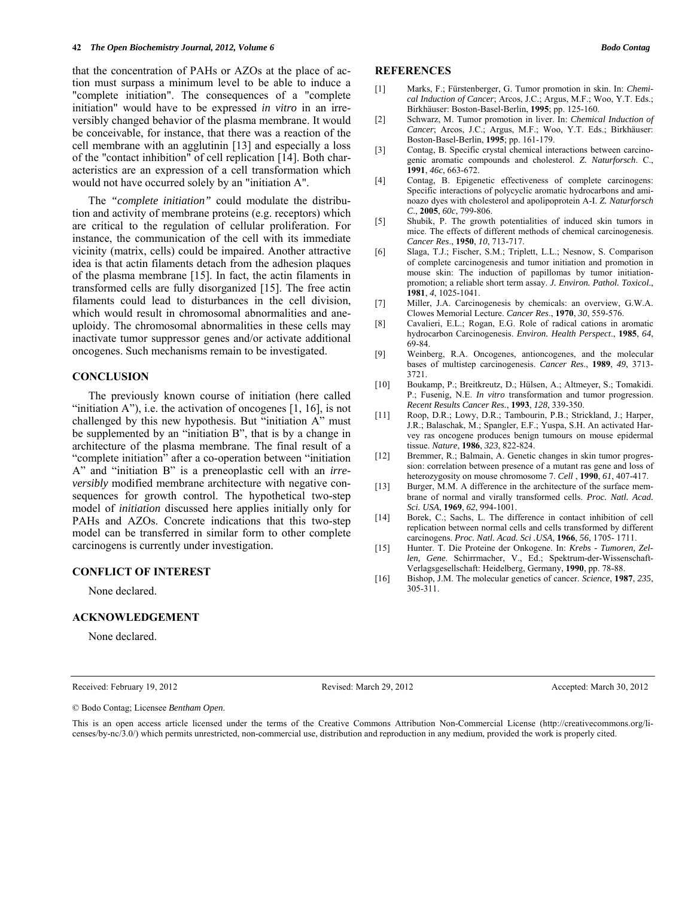that the concentration of PAHs or AZOs at the place of action must surpass a minimum level to be able to induce a "complete initiation". The consequences of a "complete initiation" would have to be expressed *in vitro* in an irreversibly changed behavior of the plasma membrane. It would be conceivable, for instance, that there was a reaction of the cell membrane with an agglutinin [13] and especially a loss of the "contact inhibition" of cell replication [14]. Both characteristics are an expression of a cell transformation which would not have occurred solely by an "initiation A".

The *"complete initiation"* could modulate the distribution and activity of membrane proteins (e.g. receptors) which are critical to the regulation of cellular proliferation. For instance, the communication of the cell with its immediate vicinity (matrix, cells) could be impaired. Another attractive idea is that actin filaments detach from the adhesion plaques of the plasma membrane [15]. In fact, the actin filaments in transformed cells are fully disorganized [15]. The free actin filaments could lead to disturbances in the cell division, which would result in chromosomal abnormalities and aneuploidy. The chromosomal abnormalities in these cells may inactivate tumor suppressor genes and/or activate additional oncogenes. Such mechanisms remain to be investigated.

## CONCLUSION

The previously known course of initiation (here called "initiation A"), i.e. the activation of oncogenes [1, 16], is not challenged by this new hypothesis. But "initiation A" must be supplemented by an "initiation B", that is by a change in architecture of the plasma membrane. The final result of a "complete initiation" after a co-operation between "initiation A" and "initiation B" is a preneoplastic cell with an *irreversibly* modified membrane architecture with negative consequences for growth control. The hypothetical two-step model of *initiation* discussed here applies initially only for PAHs and AZOs. Concrete indications that this two-step model can be transferred in similar form to other complete carcinogens is currently under investigation.

## CONFLICT OF INTEREST

None declared.

## ACKNOWLEDGEMENT

None declared.

## REFERENCES

[1] Marks, F.; Fürstenberger, G. Tumor promotion in skin. In: *Chemical Induction of Cancer*; Arcos, J.C.; Argus, M.F.; Woo, Y.T. Eds.; Birkhäuser: Boston-Basel-Berlin, **1995**; pp. 125-160.

[2] Schwarz, M. Tumor promotion in liver. In: *Chemical Induction of Cancer*; Arcos, J.C.; Argus, M.F.; Woo, Y.T. Eds.; Birkhäuser: Boston-Basel-Berlin, **1995**; pp. 161-179.

[3] Contag, B. Specific crystal chemical interactions between carcinogenic aromatic compounds and cholesterol. *Z. Naturforsch*. C., **1991**, *46c*, 663-672.

[4] Contag, B. Epigenetic effectiveness of complete carcinogens: Specific interactions of polycyclic aromatic hydrocarbons and aminoazo dyes with cholesterol and apolipoprotein A-I. *Z. Naturforsch C*., **2005**, *60c*, 799-806.

[5] Shubik, P. The growth potentialities of induced skin tumors in mice. The effects of different methods of chemical carcinogenesis. *Cancer Res*., **1950**, *10*, 713-717.

[6] Slaga, T.J.; Fischer, S.M.; Triplett, L.L.; Nesnow, S. Comparison of complete carcinogenesis and tumor initiation and promotion in mouse skin: The induction of papillomas by tumor initiation-promotion; a reliable short term assay. *J. Environ. Pathol. Toxicol*., **1981**, *4*, 1025-1041.

[7] Miller, J.A. Carcinogenesis by chemicals: an overview, G.W.A. Clowes Memorial Lecture. *Cancer Res*., **1970**, *30*, 559-576.

[8] Cavalieri, E.L.; Rogan, E.G. Role of radical cations in aromatic hydrocarbon Carcinogenesis. *Environ. Health Perspect*., **1985**, *64*, 69-84.

[9] Weinberg, R.A. Oncogenes, antioncogenes, and the molecular bases of multistep carcinogenesis. *Cancer Res*., **1989**, *49*, 3713-3721.

[10] Boukamp, P.; Breitkreutz, D.; Hülsen, A.; Altmeyer, S.; Tomakidi. P.; Fusenig, N.E. *In vitro* transformation and tumor progression. *Recent Results Cancer Res*., **1993**, *128*, 339-350.

[11] Roop, D.R.; Lowy, D.R.; Tambourin, P.B.; Strickland, J.; Harper, J.R.; Balaschak, M.; Spangler, E.F.; Yuspa, S.H. An activated Harvey ras oncogene produces benign tumours on mouse epidermal tissue. *Nature*, **1986**, *323*, 822-824.

[12] Bremmer, R.; Balmain, A. Genetic changes in skin tumor progression: correlation between presence of a mutant ras gene and loss of heterozygosity on mouse chromosome 7. *Cell* , **1990**, *61*, 407-417.

[13] Burger, M.M. A difference in the architecture of the surface membrane of normal and virally transformed cells. *Proc. Natl. Acad. Sci. USA*, **1969**, *62*, 994-1001.

[14] Borek, C.; Sachs, L. The difference in contact inhibition of cell replication between normal cells and cells transformed by different carcinogens. *Proc. Natl. Acad. Sci .USA,* **1966**, *56*, 1705- 1711.

[15] Hunter. T. Die Proteine der Onkogene. In: *Krebs - Tumoren, Zellen, Gene*. Schirrmacher, V., Ed.; Spektrum-der-Wissenschaft-Verlagsgesellschaft: Heidelberg, Germany, **1990**, pp. 78-88.

[16] Bishop, J.M. The molecular genetics of cancer. *Science*, **1987**, *235*, 305-311.

Received: February 19, 2012 Revised: March 29, 2012 Accepted: March 30, 2012

© Bodo Contag; Licensee *Bentham Open*.

This is an open access article licensed under the terms of the Creative Commons Attribution Non-Commercial License (http://creativecommons.org/licenses/by-nc/3.0/) which permits unrestricted, non-commercial use, distribution and reproduction in any medium, provided the work is properly cited.